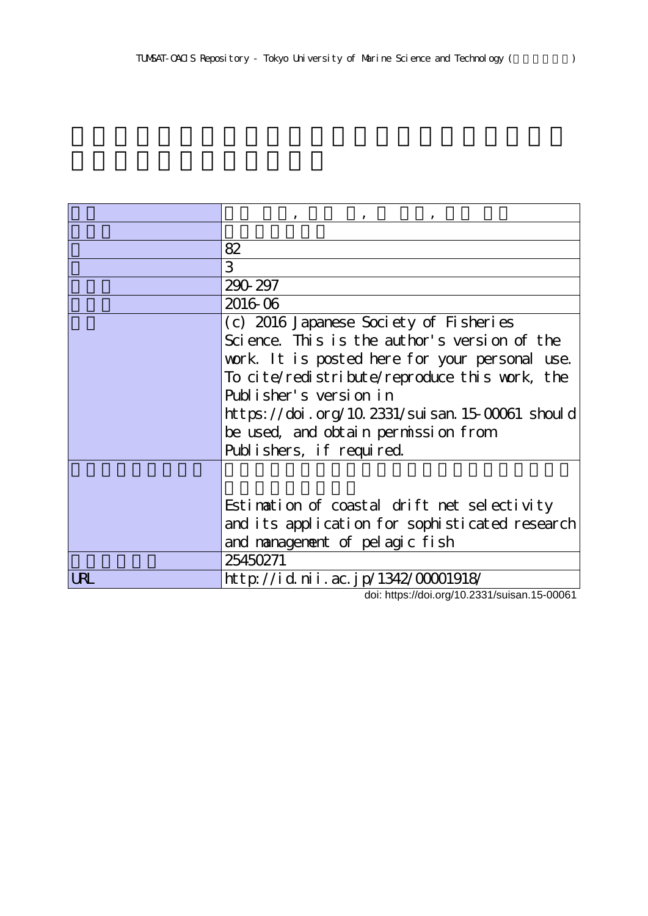TUMSAT-OACIS Repository - Tokyo University of Marine Science and Technology ( )

| | |
|---|---|
| | , , , |
| | |
| | 82 |
| | 3 |
| | 290-297 |
| | 2016-06 |
| | (c) 2016 Japanese Society of Fisheries Science. This is the author's version of the work. It is posted here for your personal use. To cite/redistribute/reproduce this work, the Publisher's version in https://doi.org/10.2331/suisan.15-00061 should be used, and obtain permission from Publishers, if required. |
| | Estimation of coastal drift net selectivity and its application for sophisticated research and management of pelagic fish |
| | 25450271 |
| URL | http://id.nii.ac.jp/1342/00001918/ |

doi: https://doi.org/10.2331/suisan.15-00061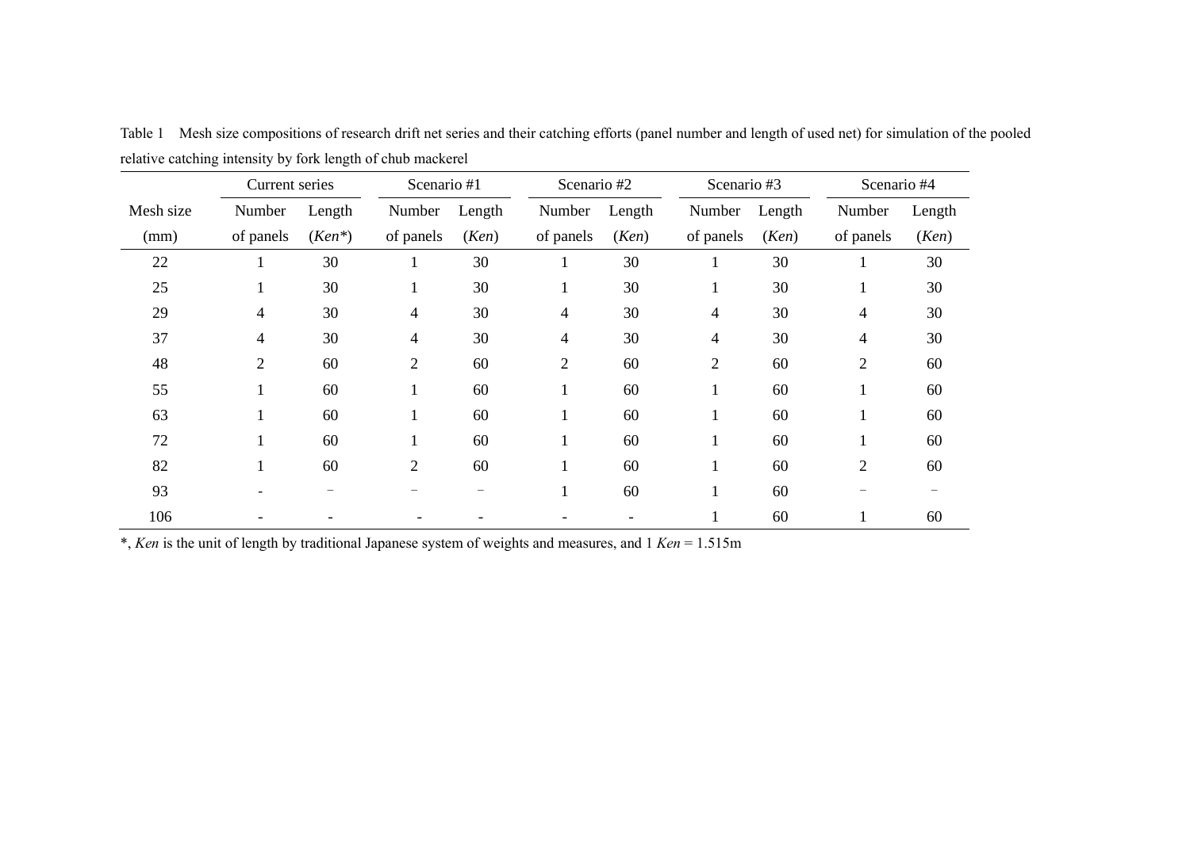Table 1 Mesh size compositions of research drift net series and their catching efforts (panel number and length of used net) for simulation of the pooled relative catching intensity by fork length of chub mackerel

| Mesh size (mm) | Current series | | Scenario #1 | | Scenario #2 | | Scenario #3 | | Scenario #4 | |
|---|---|---|---|---|---|---|---|---|---|---|
| | Number of panels | Length (*Ken*\*) | Number of panels | Length (*Ken*) | Number of panels | Length (*Ken*) | Number of panels | Length (*Ken*) | Number of panels | Length (*Ken*) |
| 22 | 1 | 30 | 1 | 30 | 1 | 30 | 1 | 30 | 1 | 30 |
| 25 | 1 | 30 | 1 | 30 | 1 | 30 | 1 | 30 | 1 | 30 |
| 29 | 4 | 30 | 4 | 30 | 4 | 30 | 4 | 30 | 4 | 30 |
| 37 | 4 | 30 | 4 | 30 | 4 | 30 | 4 | 30 | 4 | 30 |
| 48 | 2 | 60 | 2 | 60 | 2 | 60 | 2 | 60 | 2 | 60 |
| 55 | 1 | 60 | 1 | 60 | 1 | 60 | 1 | 60 | 1 | 60 |
| 63 | 1 | 60 | 1 | 60 | 1 | 60 | 1 | 60 | 1 | 60 |
| 72 | 1 | 60 | 1 | 60 | 1 | 60 | 1 | 60 | 1 | 60 |
| 82 | 1 | 60 | 2 | 60 | 1 | 60 | 1 | 60 | 2 | 60 |
| 93 | - | − | − | − | 1 | 60 | 1 | 60 | − | − |
| 106 | - | - | - | - | - | - | 1 | 60 | 1 | 60 |

*, *Ken* is the unit of length by traditional Japanese system of weights and measures, and 1 *Ken* = 1.515m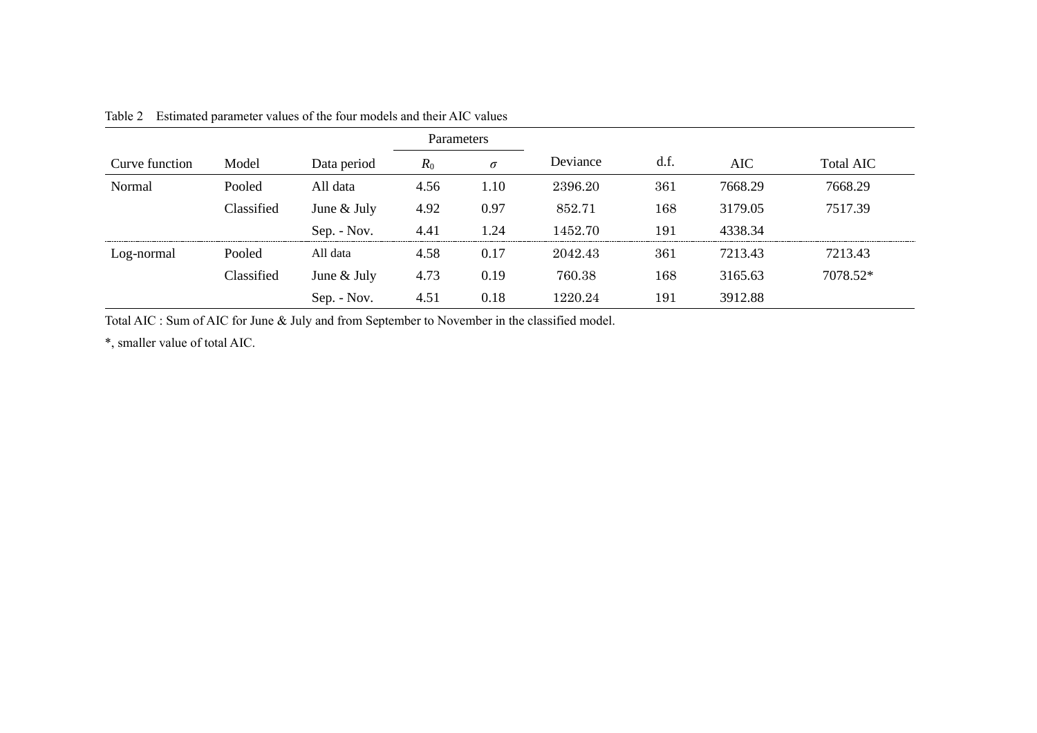Table 2　Estimated parameter values of the four models and their AIC values

| Curve function | Model | Data period | Parameters | | Deviance | d.f. | AIC | Total AIC |
|---|---|---|---|---|---|---|---|---|
| | | | $R_0$ | $\sigma$ | | | | |
| Normal | Pooled | All data | 4.56 | 1.10 | 2396.20 | 361 | 7668.29 | 7668.29 |
| | Classified | June & July | 4.92 | 0.97 | 852.71 | 168 | 3179.05 | 7517.39 |
| | | Sep. - Nov. | 4.41 | 1.24 | 1452.70 | 191 | 4338.34 | |
| Log-normal | Pooled | All data | 4.58 | 0.17 | 2042.43 | 361 | 7213.43 | 7213.43 |
| | Classified | June & July | 4.73 | 0.19 | 760.38 | 168 | 3165.63 | 7078.52* |
| | | Sep. - Nov. | 4.51 | 0.18 | 1220.24 | 191 | 3912.88 | |

Total AIC : Sum of AIC for June & July and from September to November in the classified model.

*, smaller value of total AIC.